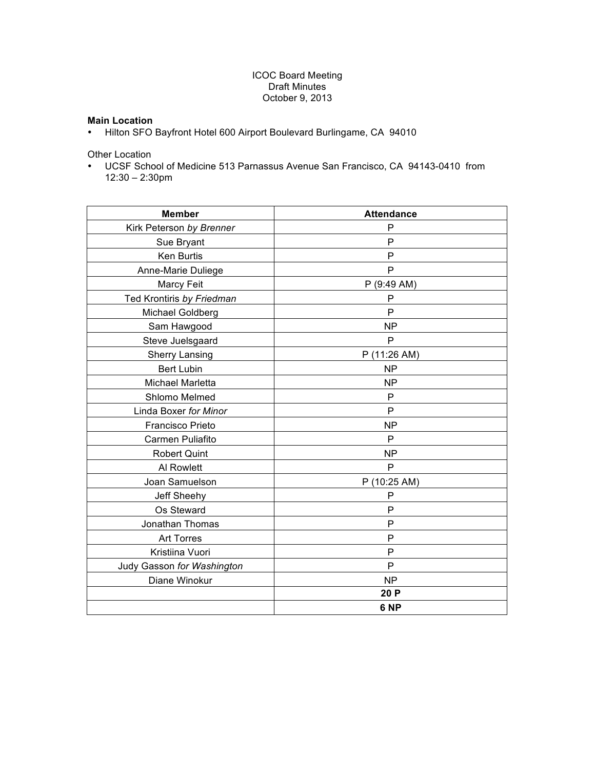ICOC Board Meeting
Draft Minutes
October 9, 2013

**Main Location**

- Hilton SFO Bayfront Hotel 600 Airport Boulevard Burlingame, CA 94010

Other Location

- UCSF School of Medicine 513 Parnassus Avenue San Francisco, CA 94143-0410 from 12:30 – 2:30pm

| Member | Attendance |
| --- | --- |
| Kirk Peterson *by Brenner* | P |
| Sue Bryant | P |
| Ken Burtis | P |
| Anne-Marie Duliege | P |
| Marcy Feit | P (9:49 AM) |
| Ted Krontiris *by Friedman* | P |
| Michael Goldberg | P |
| Sam Hawgood | NP |
| Steve Juelsgaard | P |
| Sherry Lansing | P (11:26 AM) |
| Bert Lubin | NP |
| Michael Marletta | NP |
| Shlomo Melmed | P |
| Linda Boxer *for Minor* | P |
| Francisco Prieto | NP |
| Carmen Puliafito | P |
| Robert Quint | NP |
| Al Rowlett | P |
| Joan Samuelson | P (10:25 AM) |
| Jeff Sheehy | P |
| Os Steward | P |
| Jonathan Thomas | P |
| Art Torres | P |
| Kristiina Vuori | P |
| Judy Gasson *for Washington* | P |
| Diane Winokur | NP |
| | **20 P** |
| | **6 NP** |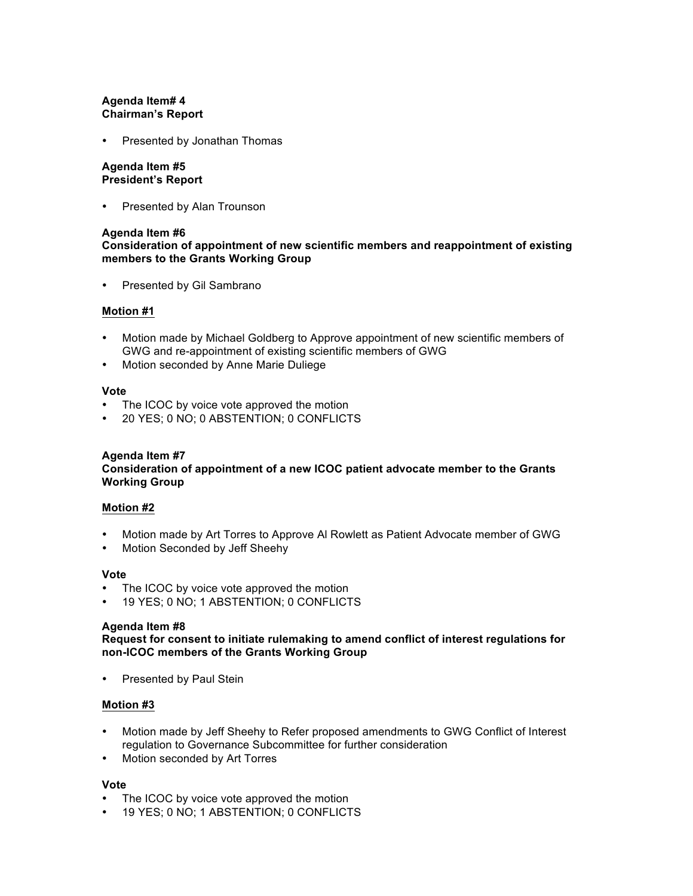**Agenda Item# 4**
**Chairman's Report**

- Presented by Jonathan Thomas

**Agenda Item #5**
**President's Report**

- Presented by Alan Trounson

**Agenda Item #6**
**Consideration of appointment of new scientific members and reappointment of existing members to the Grants Working Group**

- Presented by Gil Sambrano

**Motion #1**

- Motion made by Michael Goldberg to Approve appointment of new scientific members of GWG and re-appointment of existing scientific members of GWG
- Motion seconded by Anne Marie Duliege

**Vote**
- The ICOC by voice vote approved the motion
- 20 YES; 0 NO; 0 ABSTENTION; 0 CONFLICTS

**Agenda Item #7**
**Consideration of appointment of a new ICOC patient advocate member to the Grants Working Group**

**Motion #2**

- Motion made by Art Torres to Approve Al Rowlett as Patient Advocate member of GWG
- Motion Seconded by Jeff Sheehy

**Vote**
- The ICOC by voice vote approved the motion
- 19 YES; 0 NO; 1 ABSTENTION; 0 CONFLICTS

**Agenda Item #8**
**Request for consent to initiate rulemaking to amend conflict of interest regulations for non-ICOC members of the Grants Working Group**

- Presented by Paul Stein

**Motion #3**

- Motion made by Jeff Sheehy to Refer proposed amendments to GWG Conflict of Interest regulation to Governance Subcommittee for further consideration
- Motion seconded by Art Torres

**Vote**
- The ICOC by voice vote approved the motion
- 19 YES; 0 NO; 1 ABSTENTION; 0 CONFLICTS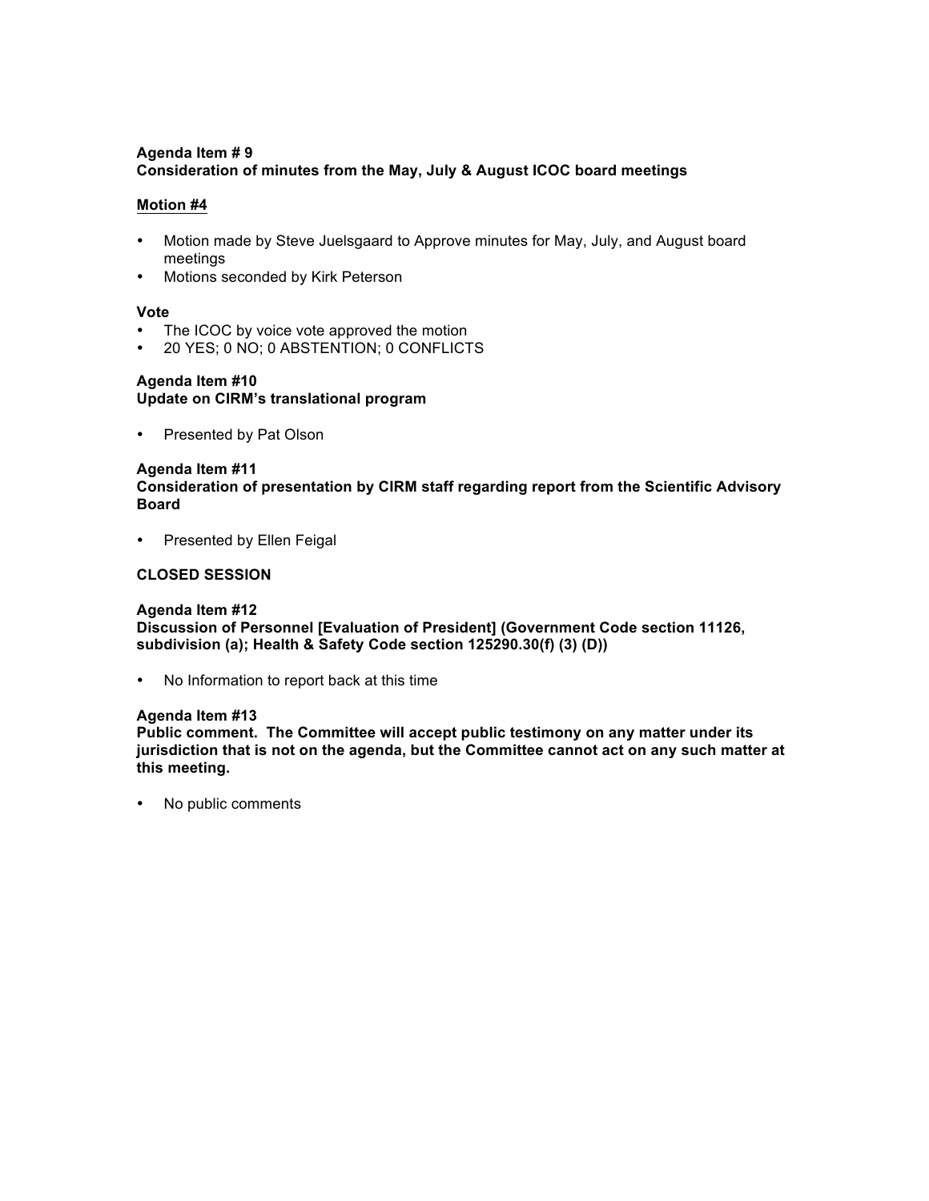**Agenda Item # 9**
**Consideration of minutes from the May, July & August ICOC board meetings**

**Motion #4**

- Motion made by Steve Juelsgaard to Approve minutes for May, July, and August board meetings
- Motions seconded by Kirk Peterson

**Vote**

- The ICOC by voice vote approved the motion
- 20 YES; 0 NO; 0 ABSTENTION; 0 CONFLICTS

**Agenda Item #10**
**Update on CIRM's translational program**

- Presented by Pat Olson

**Agenda Item #11**
**Consideration of presentation by CIRM staff regarding report from the Scientific Advisory Board**

- Presented by Ellen Feigal

**CLOSED SESSION**

**Agenda Item #12**
**Discussion of Personnel [Evaluation of President] (Government Code section 11126, subdivision (a); Health & Safety Code section 125290.30(f) (3) (D))**

- No Information to report back at this time

**Agenda Item #13**
**Public comment. The Committee will accept public testimony on any matter under its jurisdiction that is not on the agenda, but the Committee cannot act on any such matter at this meeting.**

- No public comments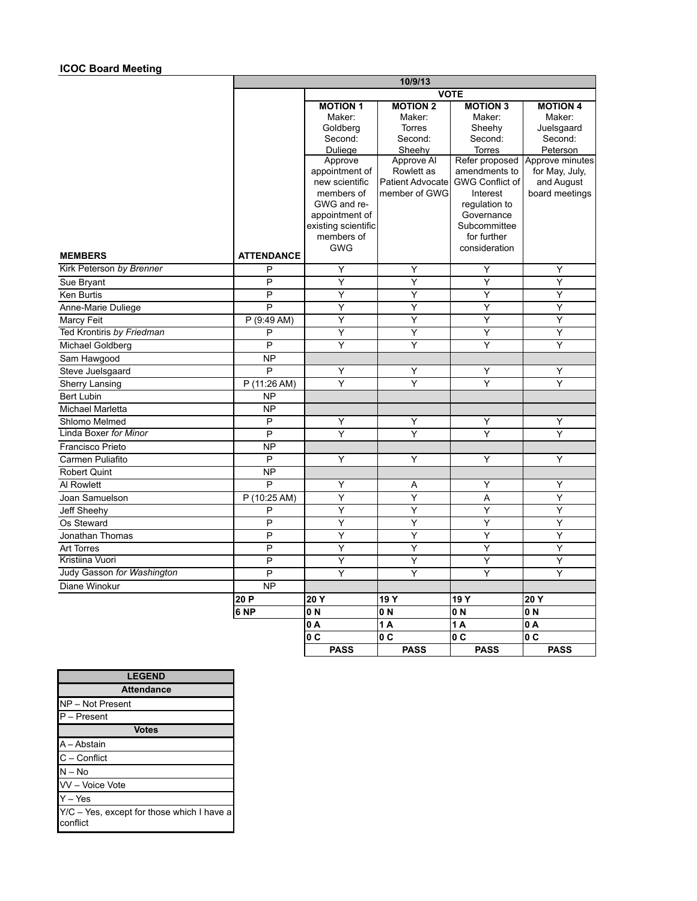**ICOC Board Meeting**

| | | 10/9/13 | | | |
|---|---|---|---|---|---|
| | | VOTE | | | |
| | | **MOTION 1** Maker: Goldberg Second: Duliege | **MOTION 2** Maker: Torres Second: Sheehy | **MOTION 3** Maker: Sheehy Second: Torres | **MOTION 4** Maker: Juelsgaard Second: Peterson |
| **MEMBERS** | **ATTENDANCE** | Approve appointment of new scientific members of GWG and re-appointment of existing scientific members of GWG | Approve Al Rowlett as Patient Advocate member of GWG | Refer proposed amendments to GWG Conflict of Interest regulation to Governance Subcommittee for further consideration | Approve minutes for May, July, and August board meetings |
| Kirk Peterson *by Brenner* | P | Y | Y | Y | Y |
| Sue Bryant | P | Y | Y | Y | Y |
| Ken Burtis | P | Y | Y | Y | Y |
| Anne-Marie Duliege | P | Y | Y | Y | Y |
| Marcy Feit | P (9:49 AM) | Y | Y | Y | Y |
| Ted Krontiris *by Friedman* | P | Y | Y | Y | Y |
| Michael Goldberg | P | Y | Y | Y | Y |
| Sam Hawgood | NP | | | | |
| Steve Juelsgaard | P | Y | Y | Y | Y |
| Sherry Lansing | P (11:26 AM) | Y | Y | Y | Y |
| Bert Lubin | NP | | | | |
| Michael Marletta | NP | | | | |
| Shlomo Melmed | P | Y | Y | Y | Y |
| Linda Boxer *for Minor* | P | Y | Y | Y | Y |
| Francisco Prieto | NP | | | | |
| Carmen Puliafito | P | Y | Y | Y | Y |
| Robert Quint | NP | | | | |
| Al Rowlett | P | Y | A | Y | Y |
| Joan Samuelson | P (10:25 AM) | Y | Y | A | Y |
| Jeff Sheehy | P | Y | Y | Y | Y |
| Os Steward | P | Y | Y | Y | Y |
| Jonathan Thomas | P | Y | Y | Y | Y |
| Art Torres | P | Y | Y | Y | Y |
| Kristiina Vuori | P | Y | Y | Y | Y |
| Judy Gasson *for Washington* | P | Y | Y | Y | Y |
| Diane Winokur | NP | | | | |
| | **20 P** | **20 Y** | **19 Y** | **19 Y** | **20 Y** |
| | **6 NP** | **0 N** | **0 N** | **0 N** | **0 N** |
| | | **0 A** | **1 A** | **1 A** | **0 A** |
| | | **0 C** | **0 C** | **0 C** | **0 C** |
| | | **PASS** | **PASS** | **PASS** | **PASS** |

| LEGEND |
|---|
| **Attendance** |
| NP – Not Present |
| P – Present |
| **Votes** |
| A – Abstain |
| C – Conflict |
| N – No |
| VV – Voice Vote |
| Y – Yes |
| Y/C – Yes, except for those which I have a conflict |